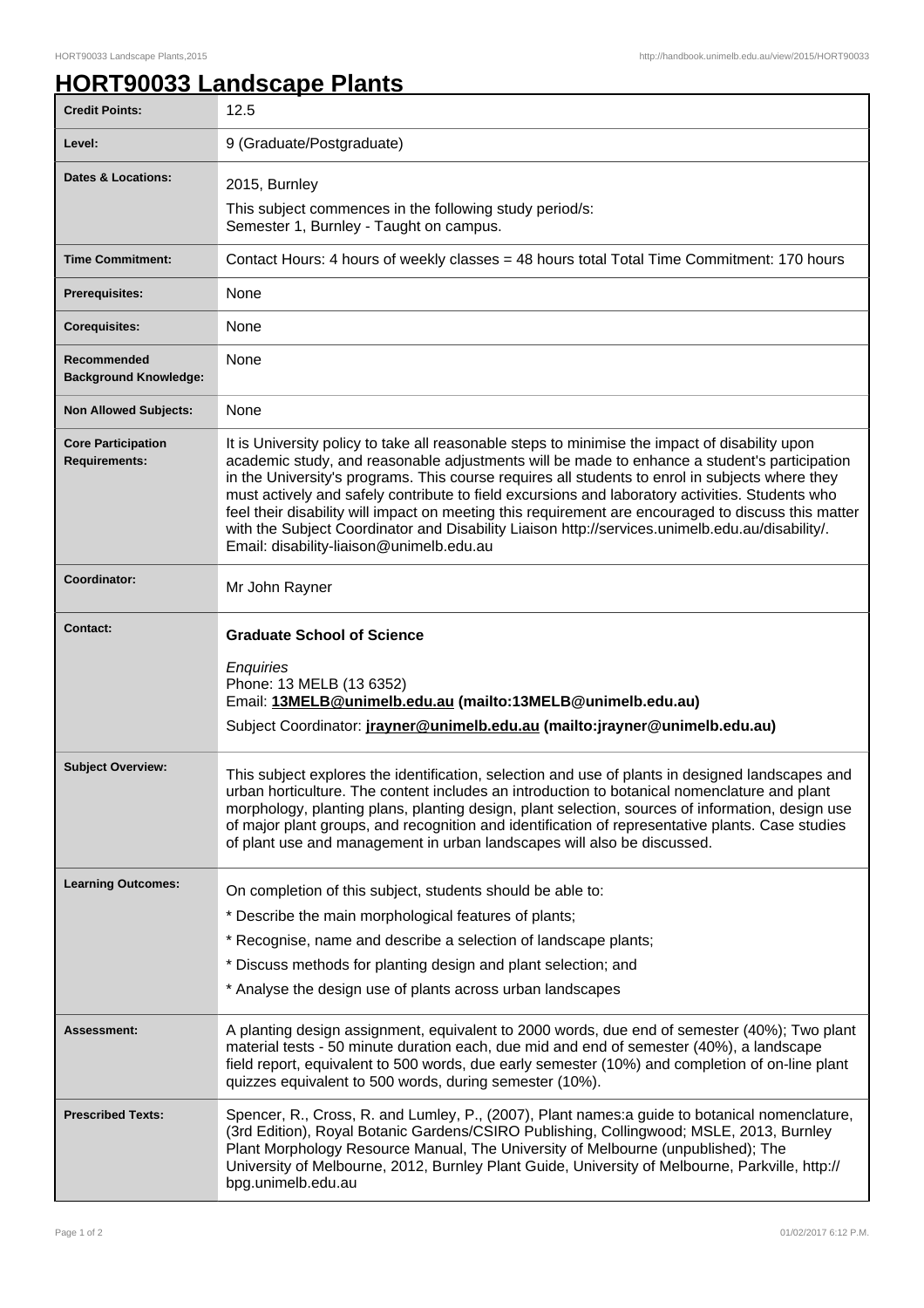# HORT90033 Landscape Plants

| | |
|---|---|
| **Credit Points:** | 12.5 |
| **Level:** | 9 (Graduate/Postgraduate) |
| **Dates & Locations:** | 2015, Burnley<br>This subject commences in the following study period/s:<br>Semester 1, Burnley - Taught on campus. |
| **Time Commitment:** | Contact Hours: 4 hours of weekly classes = 48 hours total Total Time Commitment: 170 hours |
| **Prerequisites:** | None |
| **Corequisites:** | None |
| **Recommended Background Knowledge:** | None |
| **Non Allowed Subjects:** | None |
| **Core Participation Requirements:** | It is University policy to take all reasonable steps to minimise the impact of disability upon academic study, and reasonable adjustments will be made to enhance a student's participation in the University's programs. This course requires all students to enrol in subjects where they must actively and safely contribute to field excursions and laboratory activities. Students who feel their disability will impact on meeting this requirement are encouraged to discuss this matter with the Subject Coordinator and Disability Liaison http://services.unimelb.edu.au/disability/. Email: disability-liaison@unimelb.edu.au |
| **Coordinator:** | Mr John Rayner |
| **Contact:** | **Graduate School of Science**<br>*Enquiries*<br>Phone: 13 MELB (13 6352)<br>Email: **13MELB@unimelb.edu.au (mailto:13MELB@unimelb.edu.au)**<br>Subject Coordinator: **jrayner@unimelb.edu.au (mailto:jrayner@unimelb.edu.au)** |
| **Subject Overview:** | This subject explores the identification, selection and use of plants in designed landscapes and urban horticulture. The content includes an introduction to botanical nomenclature and plant morphology, planting plans, planting design, plant selection, sources of information, design use of major plant groups, and recognition and identification of representative plants. Case studies of plant use and management in urban landscapes will also be discussed. |
| **Learning Outcomes:** | On completion of this subject, students should be able to:<br>* Describe the main morphological features of plants;<br>* Recognise, name and describe a selection of landscape plants;<br>* Discuss methods for planting design and plant selection; and<br>* Analyse the design use of plants across urban landscapes |
| **Assessment:** | A planting design assignment, equivalent to 2000 words, due end of semester (40%); Two plant material tests - 50 minute duration each, due mid and end of semester (40%), a landscape field report, equivalent to 500 words, due early semester (10%) and completion of on-line plant quizzes equivalent to 500 words, during semester (10%). |
| **Prescribed Texts:** | Spencer, R., Cross, R. and Lumley, P., (2007), Plant names:a guide to botanical nomenclature, (3rd Edition), Royal Botanic Gardens/CSIRO Publishing, Collingwood; MSLE, 2013, Burnley Plant Morphology Resource Manual, The University of Melbourne (unpublished); The University of Melbourne, 2012, Burnley Plant Guide, University of Melbourne, Parkville, http://bpg.unimelb.edu.au |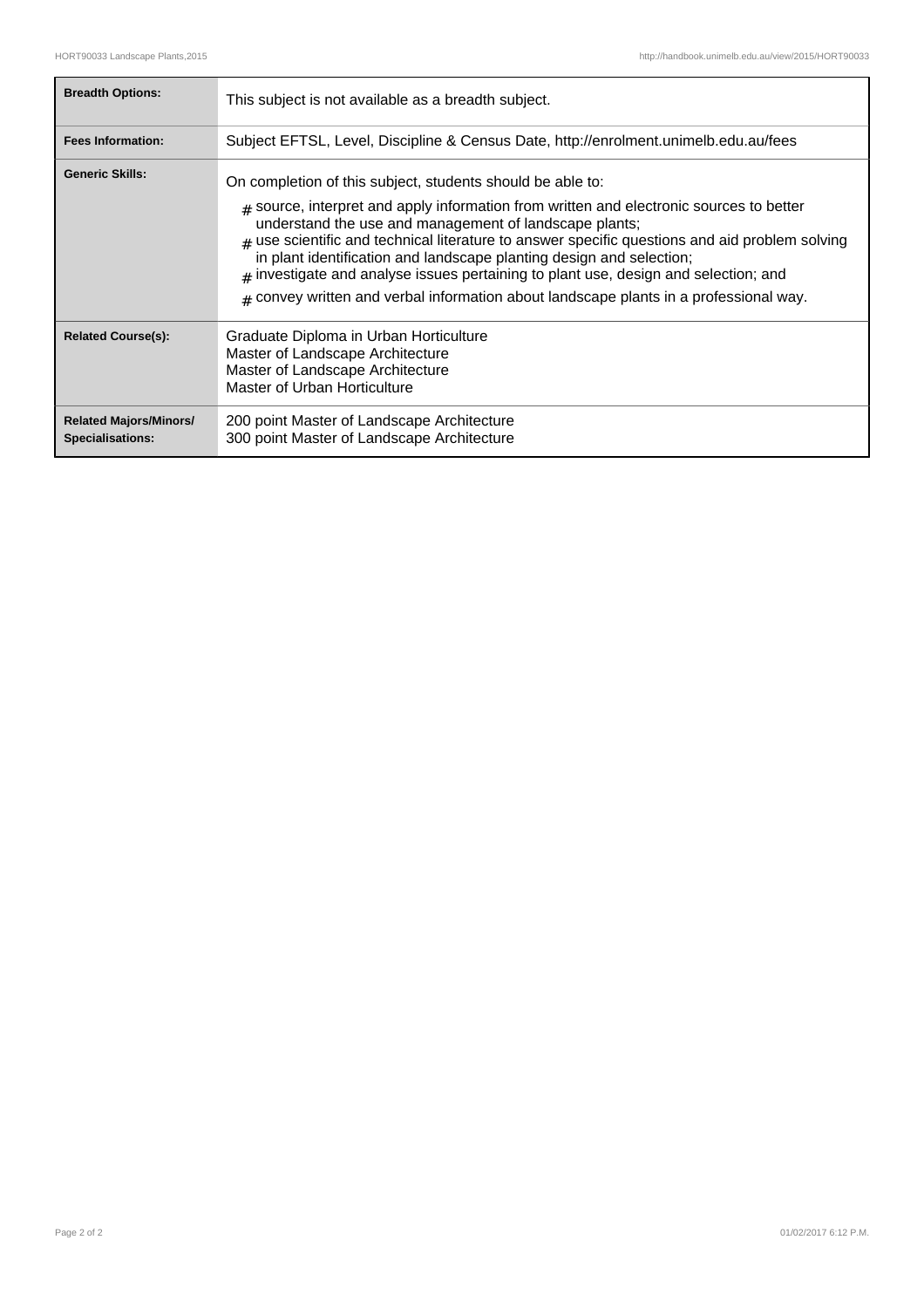| | |
|---|---|
| **Breadth Options:** | This subject is not available as a breadth subject. |
| **Fees Information:** | Subject EFTSL, Level, Discipline & Census Date, http://enrolment.unimelb.edu.au/fees |
| **Generic Skills:** | On completion of this subject, students should be able to:<br># source, interpret and apply information from written and electronic sources to better understand the use and management of landscape plants;<br># use scientific and technical literature to answer specific questions and aid problem solving in plant identification and landscape planting design and selection;<br># investigate and analyse issues pertaining to plant use, design and selection; and<br># convey written and verbal information about landscape plants in a professional way. |
| **Related Course(s):** | Graduate Diploma in Urban Horticulture<br>Master of Landscape Architecture<br>Master of Landscape Architecture<br>Master of Urban Horticulture |
| **Related Majors/Minors/ Specialisations:** | 200 point Master of Landscape Architecture<br>300 point Master of Landscape Architecture |